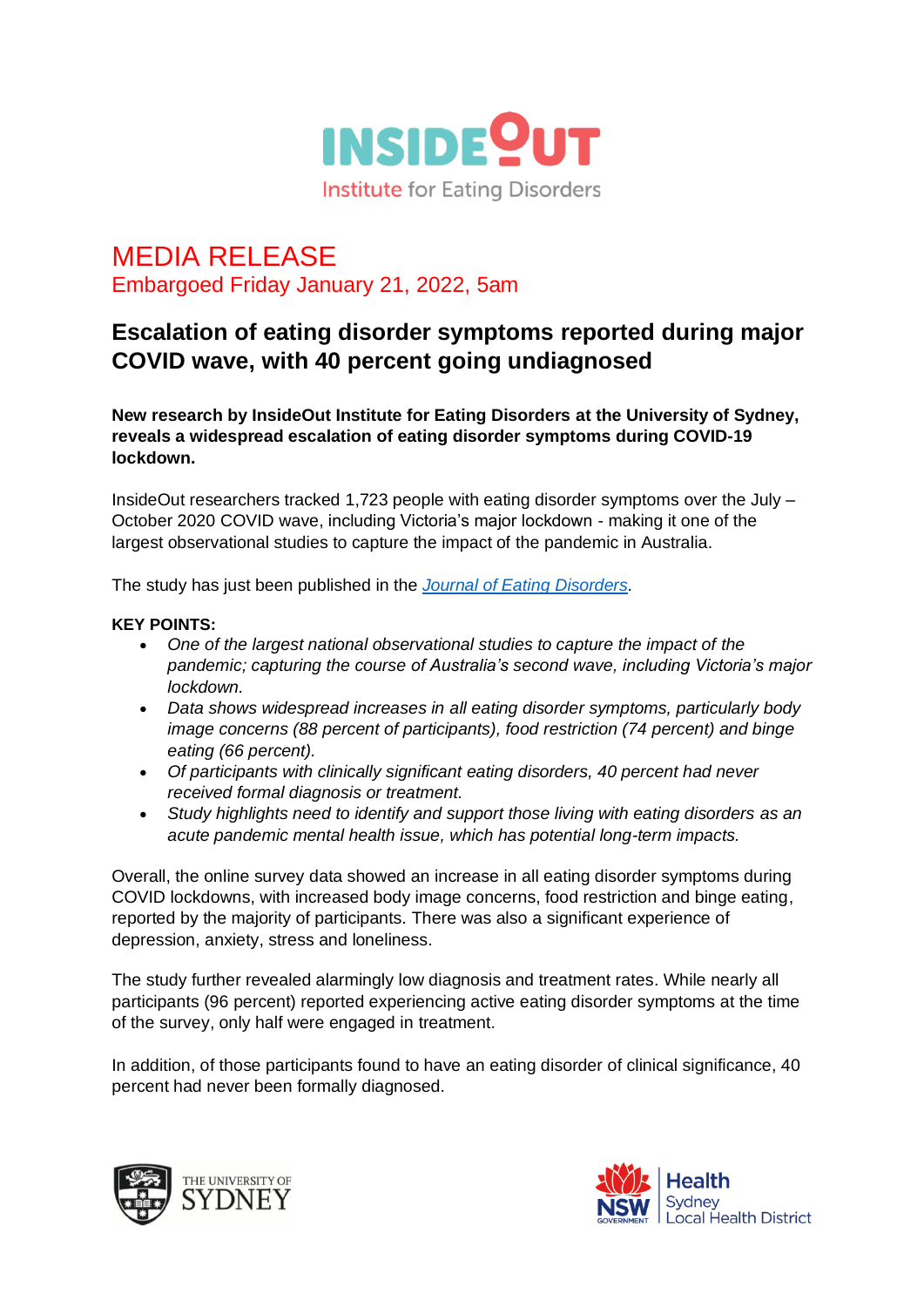INSIDEOUT
Institute for Eating Disorders

# MEDIA RELEASE

Embargoed Friday January 21, 2022, 5am

## Escalation of eating disorder symptoms reported during major COVID wave, with 40 percent going undiagnosed

**New research by InsideOut Institute for Eating Disorders at the University of Sydney, reveals a widespread escalation of eating disorder symptoms during COVID-19 lockdown.**

InsideOut researchers tracked 1,723 people with eating disorder symptoms over the July – October 2020 COVID wave, including Victoria's major lockdown - making it one of the largest observational studies to capture the impact of the pandemic in Australia.

The study has just been published in the *Journal of Eating Disorders*.

**KEY POINTS:**

- *One of the largest national observational studies to capture the impact of the pandemic; capturing the course of Australia's second wave, including Victoria's major lockdown.*
- *Data shows widespread increases in all eating disorder symptoms, particularly body image concerns (88 percent of participants), food restriction (74 percent) and binge eating (66 percent).*
- *Of participants with clinically significant eating disorders, 40 percent had never received formal diagnosis or treatment.*
- *Study highlights need to identify and support those living with eating disorders as an acute pandemic mental health issue, which has potential long-term impacts.*

Overall, the online survey data showed an increase in all eating disorder symptoms during COVID lockdowns, with increased body image concerns, food restriction and binge eating, reported by the majority of participants. There was also a significant experience of depression, anxiety, stress and loneliness.

The study further revealed alarmingly low diagnosis and treatment rates. While nearly all participants (96 percent) reported experiencing active eating disorder symptoms at the time of the survey, only half were engaged in treatment.

In addition, of those participants found to have an eating disorder of clinical significance, 40 percent had never been formally diagnosed.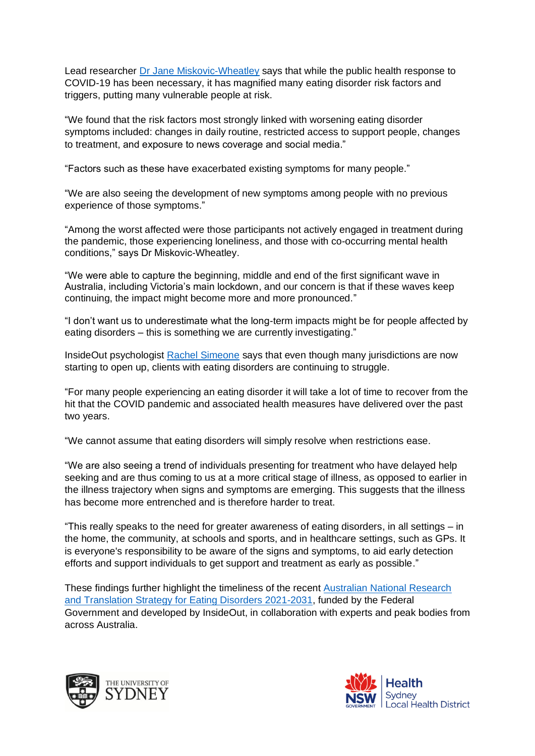Lead researcher [Dr Jane Miskovic-Wheatley] says that while the public health response to COVID-19 has been necessary, it has magnified many eating disorder risk factors and triggers, putting many vulnerable people at risk.

"We found that the risk factors most strongly linked with worsening eating disorder symptoms included: changes in daily routine, restricted access to support people, changes to treatment, and exposure to news coverage and social media."

"Factors such as these have exacerbated existing symptoms for many people."

"We are also seeing the development of new symptoms among people with no previous experience of those symptoms."

"Among the worst affected were those participants not actively engaged in treatment during the pandemic, those experiencing loneliness, and those with co-occurring mental health conditions," says Dr Miskovic-Wheatley.

"We were able to capture the beginning, middle and end of the first significant wave in Australia, including Victoria's main lockdown, and our concern is that if these waves keep continuing, the impact might become more and more pronounced."

"I don't want us to underestimate what the long-term impacts might be for people affected by eating disorders – this is something we are currently investigating."

InsideOut psychologist [Rachel Simeone] says that even though many jurisdictions are now starting to open up, clients with eating disorders are continuing to struggle.

"For many people experiencing an eating disorder it will take a lot of time to recover from the hit that the COVID pandemic and associated health measures have delivered over the past two years.

"We cannot assume that eating disorders will simply resolve when restrictions ease.

"We are also seeing a trend of individuals presenting for treatment who have delayed help seeking and are thus coming to us at a more critical stage of illness, as opposed to earlier in the illness trajectory when signs and symptoms are emerging. This suggests that the illness has become more entrenched and is therefore harder to treat.

"This really speaks to the need for greater awareness of eating disorders, in all settings – in the home, the community, at schools and sports, and in healthcare settings, such as GPs. It is everyone's responsibility to be aware of the signs and symptoms, to aid early detection efforts and support individuals to get support and treatment as early as possible."

These findings further highlight the timeliness of the recent [Australian National Research and Translation Strategy for Eating Disorders 2021-2031], funded by the Federal Government and developed by InsideOut, in collaboration with experts and peak bodies from across Australia.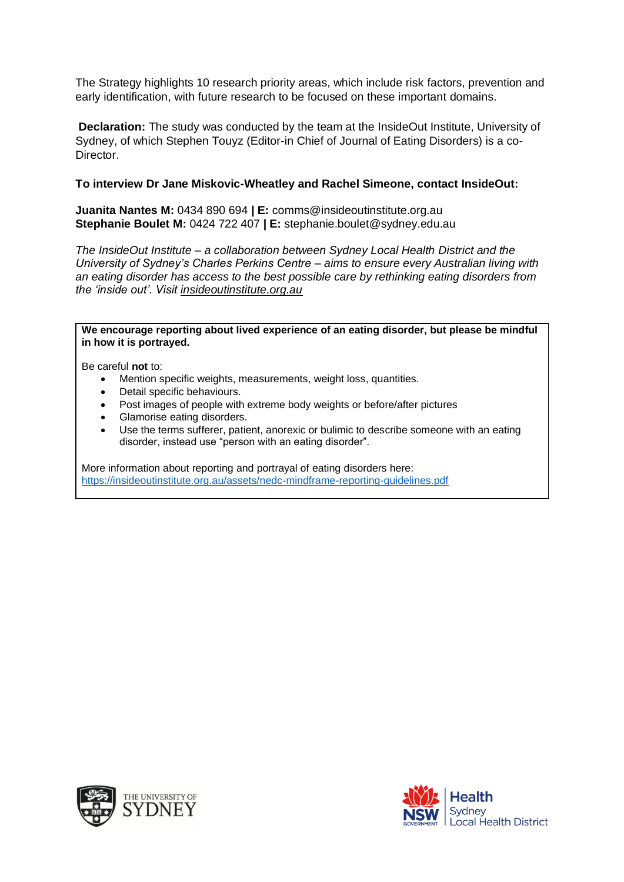The Strategy highlights 10 research priority areas, which include risk factors, prevention and early identification, with future research to be focused on these important domains.

**Declaration:** The study was conducted by the team at the InsideOut Institute, University of Sydney, of which Stephen Touyz (Editor-in Chief of Journal of Eating Disorders) is a co-Director.

**To interview Dr Jane Miskovic-Wheatley and Rachel Simeone, contact InsideOut:**

**Juanita Nantes M:** 0434 890 694 **| E:** comms@insideoutinstitute.org.au
**Stephanie Boulet M:** 0424 722 407 **| E:** stephanie.boulet@sydney.edu.au

*The InsideOut Institute – a collaboration between Sydney Local Health District and the University of Sydney's Charles Perkins Centre – aims to ensure every Australian living with an eating disorder has access to the best possible care by rethinking eating disorders from the 'inside out'. Visit insideoutinstitute.org.au*

**We encourage reporting about lived experience of an eating disorder, but please be mindful in how it is portrayed.**

Be careful **not** to:

- Mention specific weights, measurements, weight loss, quantities.
- Detail specific behaviours.
- Post images of people with extreme body weights or before/after pictures
- Glamorise eating disorders.
- Use the terms sufferer, patient, anorexic or bulimic to describe someone with an eating disorder, instead use "person with an eating disorder".

More information about reporting and portrayal of eating disorders here:
https://insideoutinstitute.org.au/assets/nedc-mindframe-reporting-guidelines.pdf

THE UNIVERSITY OF SYDNEY

NSW GOVERNMENT Health Sydney Local Health District